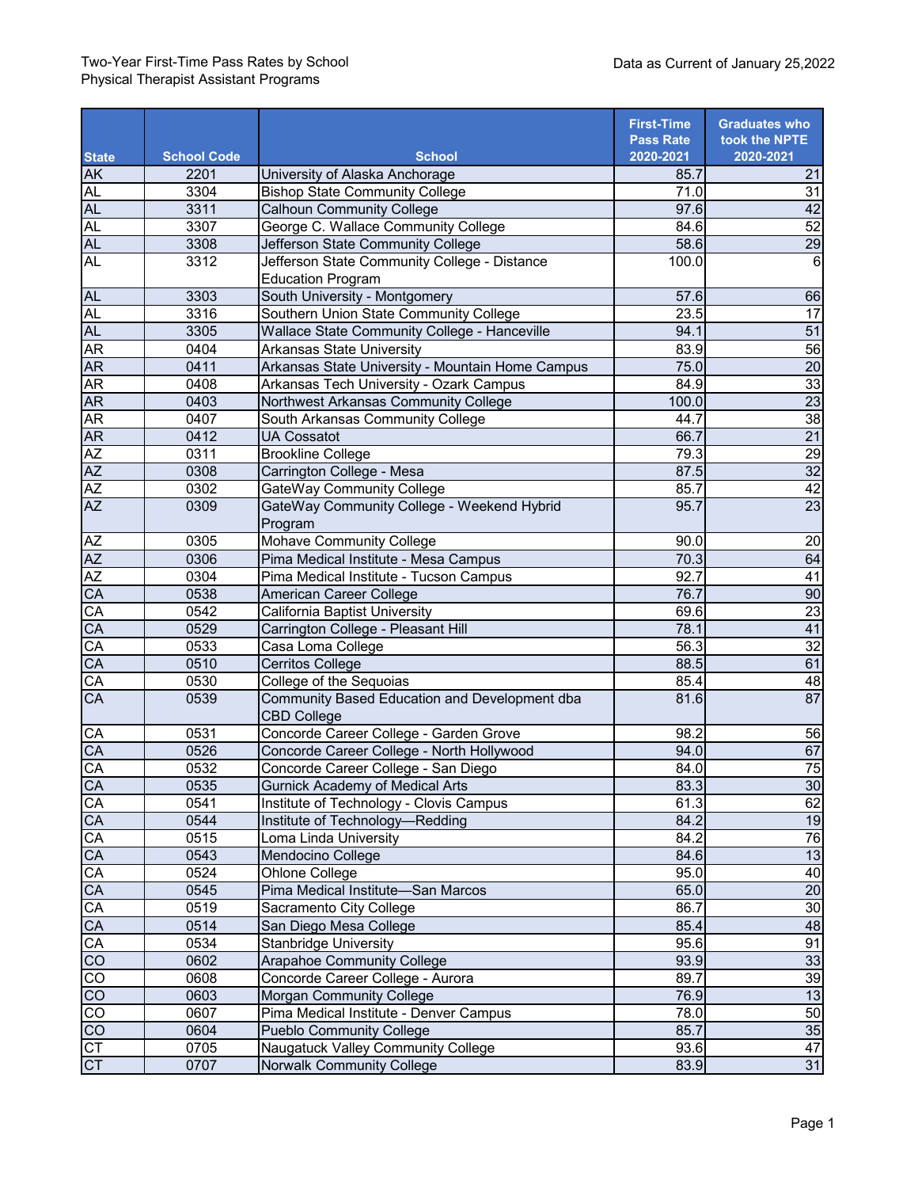Two-Year First-Time Pass Rates by School
Physical Therapist Assistant Programs

Data as Current of January 25,2022

| State | School Code | School | First-Time Pass Rate 2020-2021 | Graduates who took the NPTE 2020-2021 |
|---|---|---|---|---|
| AK | 2201 | University of Alaska Anchorage | 85.7 | 21 |
| AL | 3304 | Bishop State Community College | 71.0 | 31 |
| AL | 3311 | Calhoun Community College | 97.6 | 42 |
| AL | 3307 | George C. Wallace Community College | 84.6 | 52 |
| AL | 3308 | Jefferson State Community College | 58.6 | 29 |
| AL | 3312 | Jefferson State Community College - Distance Education Program | 100.0 | 6 |
| AL | 3303 | South University - Montgomery | 57.6 | 66 |
| AL | 3316 | Southern Union State Community College | 23.5 | 17 |
| AL | 3305 | Wallace State Community College - Hanceville | 94.1 | 51 |
| AR | 0404 | Arkansas State University | 83.9 | 56 |
| AR | 0411 | Arkansas State University - Mountain Home Campus | 75.0 | 20 |
| AR | 0408 | Arkansas Tech University - Ozark Campus | 84.9 | 33 |
| AR | 0403 | Northwest Arkansas Community College | 100.0 | 23 |
| AR | 0407 | South Arkansas Community College | 44.7 | 38 |
| AR | 0412 | UA Cossatot | 66.7 | 21 |
| AZ | 0311 | Brookline College | 79.3 | 29 |
| AZ | 0308 | Carrington College - Mesa | 87.5 | 32 |
| AZ | 0302 | GateWay Community College | 85.7 | 42 |
| AZ | 0309 | GateWay Community College - Weekend Hybrid Program | 95.7 | 23 |
| AZ | 0305 | Mohave Community College | 90.0 | 20 |
| AZ | 0306 | Pima Medical Institute - Mesa Campus | 70.3 | 64 |
| AZ | 0304 | Pima Medical Institute - Tucson Campus | 92.7 | 41 |
| CA | 0538 | American Career College | 76.7 | 90 |
| CA | 0542 | California Baptist University | 69.6 | 23 |
| CA | 0529 | Carrington College - Pleasant Hill | 78.1 | 41 |
| CA | 0533 | Casa Loma College | 56.3 | 32 |
| CA | 0510 | Cerritos College | 88.5 | 61 |
| CA | 0530 | College of the Sequoias | 85.4 | 48 |
| CA | 0539 | Community Based Education and Development dba CBD College | 81.6 | 87 |
| CA | 0531 | Concorde Career College - Garden Grove | 98.2 | 56 |
| CA | 0526 | Concorde Career College - North Hollywood | 94.0 | 67 |
| CA | 0532 | Concorde Career College - San Diego | 84.0 | 75 |
| CA | 0535 | Gurnick Academy of Medical Arts | 83.3 | 30 |
| CA | 0541 | Institute of Technology - Clovis Campus | 61.3 | 62 |
| CA | 0544 | Institute of Technology—Redding | 84.2 | 19 |
| CA | 0515 | Loma Linda University | 84.2 | 76 |
| CA | 0543 | Mendocino College | 84.6 | 13 |
| CA | 0524 | Ohlone College | 95.0 | 40 |
| CA | 0545 | Pima Medical Institute—San Marcos | 65.0 | 20 |
| CA | 0519 | Sacramento City College | 86.7 | 30 |
| CA | 0514 | San Diego Mesa College | 85.4 | 48 |
| CA | 0534 | Stanbridge University | 95.6 | 91 |
| CO | 0602 | Arapahoe Community College | 93.9 | 33 |
| CO | 0608 | Concorde Career College - Aurora | 89.7 | 39 |
| CO | 0603 | Morgan Community College | 76.9 | 13 |
| CO | 0607 | Pima Medical Institute - Denver Campus | 78.0 | 50 |
| CO | 0604 | Pueblo Community College | 85.7 | 35 |
| CT | 0705 | Naugatuck Valley Community College | 93.6 | 47 |
| CT | 0707 | Norwalk Community College | 83.9 | 31 |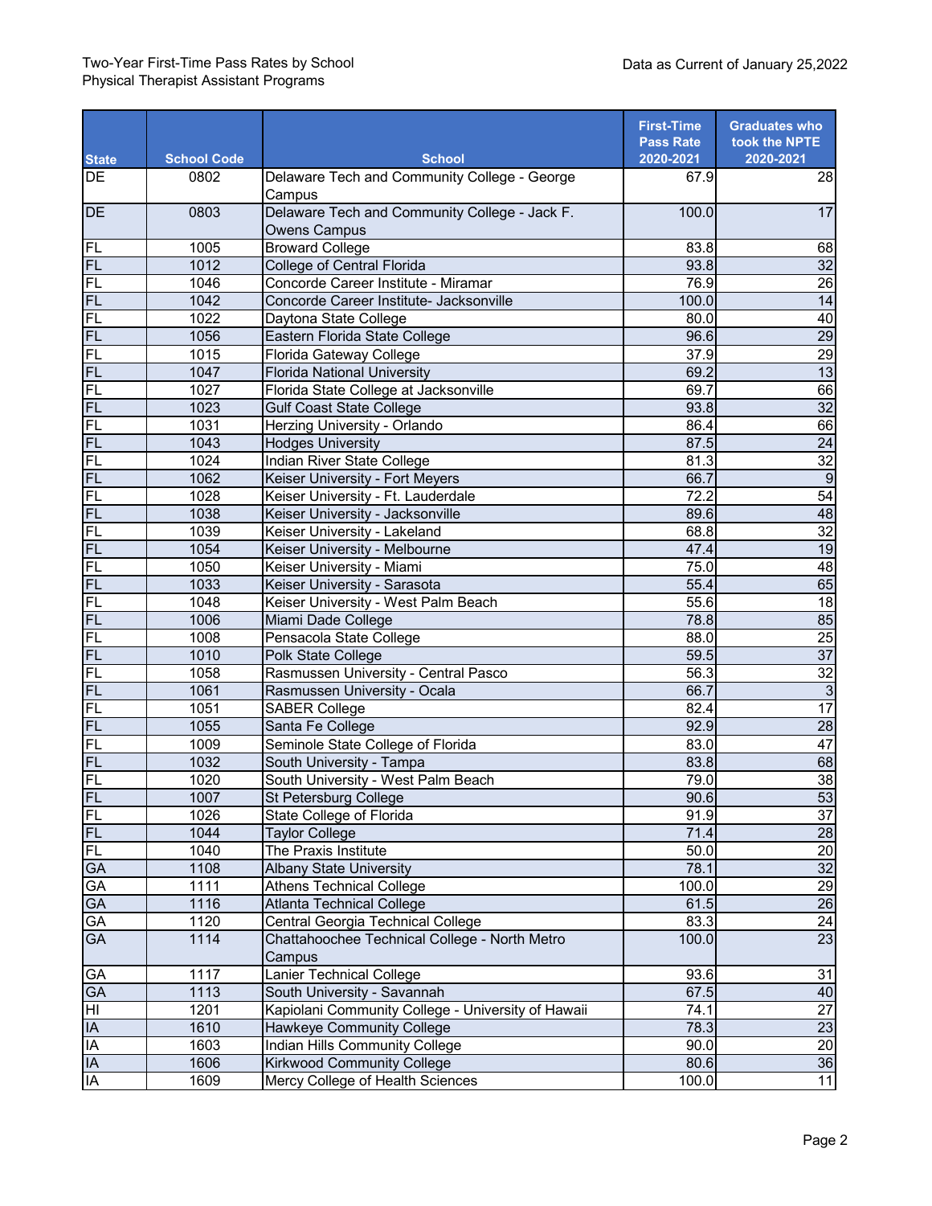Two-Year First-Time Pass Rates by School
Physical Therapist Assistant Programs

Data as Current of January 25,2022

| State | School Code | School | First-Time Pass Rate 2020-2021 | Graduates who took the NPTE 2020-2021 |
|---|---|---|---|---|
| DE | 0802 | Delaware Tech and Community College - George Campus | 67.9 | 28 |
| DE | 0803 | Delaware Tech and Community College - Jack F. Owens Campus | 100.0 | 17 |
| FL | 1005 | Broward College | 83.8 | 68 |
| FL | 1012 | College of Central Florida | 93.8 | 32 |
| FL | 1046 | Concorde Career Institute - Miramar | 76.9 | 26 |
| FL | 1042 | Concorde Career Institute- Jacksonville | 100.0 | 14 |
| FL | 1022 | Daytona State College | 80.0 | 40 |
| FL | 1056 | Eastern Florida State College | 96.6 | 29 |
| FL | 1015 | Florida Gateway College | 37.9 | 29 |
| FL | 1047 | Florida National University | 69.2 | 13 |
| FL | 1027 | Florida State College at Jacksonville | 69.7 | 66 |
| FL | 1023 | Gulf Coast State College | 93.8 | 32 |
| FL | 1031 | Herzing University - Orlando | 86.4 | 66 |
| FL | 1043 | Hodges University | 87.5 | 24 |
| FL | 1024 | Indian River State College | 81.3 | 32 |
| FL | 1062 | Keiser University - Fort Meyers | 66.7 | 9 |
| FL | 1028 | Keiser University - Ft. Lauderdale | 72.2 | 54 |
| FL | 1038 | Keiser University - Jacksonville | 89.6 | 48 |
| FL | 1039 | Keiser University - Lakeland | 68.8 | 32 |
| FL | 1054 | Keiser University - Melbourne | 47.4 | 19 |
| FL | 1050 | Keiser University - Miami | 75.0 | 48 |
| FL | 1033 | Keiser University - Sarasota | 55.4 | 65 |
| FL | 1048 | Keiser University - West Palm Beach | 55.6 | 18 |
| FL | 1006 | Miami Dade College | 78.8 | 85 |
| FL | 1008 | Pensacola State College | 88.0 | 25 |
| FL | 1010 | Polk State College | 59.5 | 37 |
| FL | 1058 | Rasmussen University - Central Pasco | 56.3 | 32 |
| FL | 1061 | Rasmussen University - Ocala | 66.7 | 3 |
| FL | 1051 | SABER College | 82.4 | 17 |
| FL | 1055 | Santa Fe College | 92.9 | 28 |
| FL | 1009 | Seminole State College of Florida | 83.0 | 47 |
| FL | 1032 | South University - Tampa | 83.8 | 68 |
| FL | 1020 | South University - West Palm Beach | 79.0 | 38 |
| FL | 1007 | St Petersburg College | 90.6 | 53 |
| FL | 1026 | State College of Florida | 91.9 | 37 |
| FL | 1044 | Taylor College | 71.4 | 28 |
| FL | 1040 | The Praxis Institute | 50.0 | 20 |
| GA | 1108 | Albany State University | 78.1 | 32 |
| GA | 1111 | Athens Technical College | 100.0 | 29 |
| GA | 1116 | Atlanta Technical College | 61.5 | 26 |
| GA | 1120 | Central Georgia Technical College | 83.3 | 24 |
| GA | 1114 | Chattahoochee Technical College - North Metro Campus | 100.0 | 23 |
| GA | 1117 | Lanier Technical College | 93.6 | 31 |
| GA | 1113 | South University - Savannah | 67.5 | 40 |
| HI | 1201 | Kapiolani Community College - University of Hawaii | 74.1 | 27 |
| IA | 1610 | Hawkeye Community College | 78.3 | 23 |
| IA | 1603 | Indian Hills Community College | 90.0 | 20 |
| IA | 1606 | Kirkwood Community College | 80.6 | 36 |
| IA | 1609 | Mercy College of Health Sciences | 100.0 | 11 |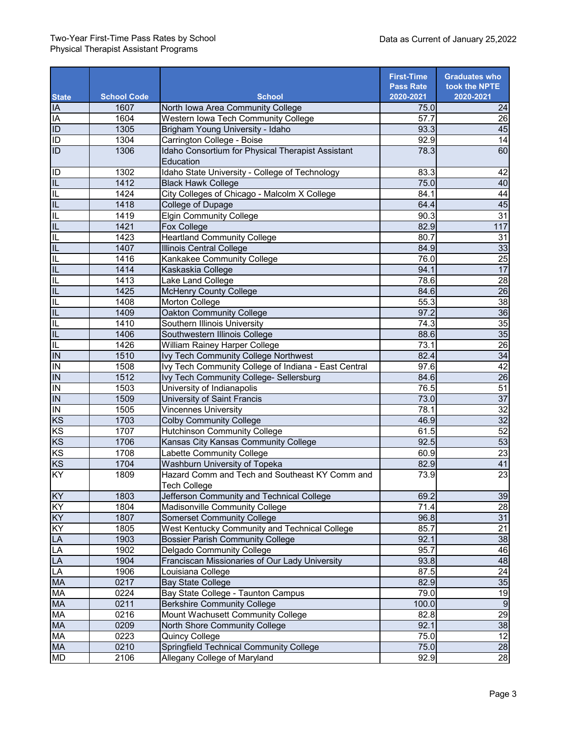Two-Year First-Time Pass Rates by School
Physical Therapist Assistant Programs

Data as Current of January 25,2022

| State | School Code | School | First-Time Pass Rate 2020-2021 | Graduates who took the NPTE 2020-2021 |
|---|---|---|---|---|
| IA | 1607 | North Iowa Area Community College | 75.0 | 24 |
| IA | 1604 | Western Iowa Tech Community College | 57.7 | 26 |
| ID | 1305 | Brigham Young University - Idaho | 93.3 | 45 |
| ID | 1304 | Carrington College - Boise | 92.9 | 14 |
| ID | 1306 | Idaho Consortium for Physical Therapist Assistant Education | 78.3 | 60 |
| ID | 1302 | Idaho State University - College of Technology | 83.3 | 42 |
| IL | 1412 | Black Hawk College | 75.0 | 40 |
| IL | 1424 | City Colleges of Chicago - Malcolm X College | 84.1 | 44 |
| IL | 1418 | College of Dupage | 64.4 | 45 |
| IL | 1419 | Elgin Community College | 90.3 | 31 |
| IL | 1421 | Fox College | 82.9 | 117 |
| IL | 1423 | Heartland Community College | 80.7 | 31 |
| IL | 1407 | Illinois Central College | 84.9 | 33 |
| IL | 1416 | Kankakee Community College | 76.0 | 25 |
| IL | 1414 | Kaskaskia College | 94.1 | 17 |
| IL | 1413 | Lake Land College | 78.6 | 28 |
| IL | 1425 | McHenry County College | 84.6 | 26 |
| IL | 1408 | Morton College | 55.3 | 38 |
| IL | 1409 | Oakton Community College | 97.2 | 36 |
| IL | 1410 | Southern Illinois University | 74.3 | 35 |
| IL | 1406 | Southwestern Illinois College | 88.6 | 35 |
| IL | 1426 | William Rainey Harper College | 73.1 | 26 |
| IN | 1510 | Ivy Tech Community College Northwest | 82.4 | 34 |
| IN | 1508 | Ivy Tech Community College of Indiana - East Central | 97.6 | 42 |
| IN | 1512 | Ivy Tech Community College- Sellersburg | 84.6 | 26 |
| IN | 1503 | University of Indianapolis | 76.5 | 51 |
| IN | 1509 | University of Saint Francis | 73.0 | 37 |
| IN | 1505 | Vincennes University | 78.1 | 32 |
| KS | 1703 | Colby Community College | 46.9 | 32 |
| KS | 1707 | Hutchinson Community College | 61.5 | 52 |
| KS | 1706 | Kansas City Kansas Community College | 92.5 | 53 |
| KS | 1708 | Labette Community College | 60.9 | 23 |
| KS | 1704 | Washburn University of Topeka | 82.9 | 41 |
| KY | 1809 | Hazard Comm and Tech and Southeast KY Comm and Tech College | 73.9 | 23 |
| KY | 1803 | Jefferson Community and Technical College | 69.2 | 39 |
| KY | 1804 | Madisonville Community College | 71.4 | 28 |
| KY | 1807 | Somerset Community College | 96.8 | 31 |
| KY | 1805 | West Kentucky Community and Technical College | 85.7 | 21 |
| LA | 1903 | Bossier Parish Community College | 92.1 | 38 |
| LA | 1902 | Delgado Community College | 95.7 | 46 |
| LA | 1904 | Franciscan Missionaries of Our Lady University | 93.8 | 48 |
| LA | 1906 | Louisiana College | 87.5 | 24 |
| MA | 0217 | Bay State College | 82.9 | 35 |
| MA | 0224 | Bay State College - Taunton Campus | 79.0 | 19 |
| MA | 0211 | Berkshire Community College | 100.0 | 9 |
| MA | 0216 | Mount Wachusett Community College | 82.8 | 29 |
| MA | 0209 | North Shore Community College | 92.1 | 38 |
| MA | 0223 | Quincy College | 75.0 | 12 |
| MA | 0210 | Springfield Technical Community College | 75.0 | 28 |
| MD | 2106 | Allegany College of Maryland | 92.9 | 28 |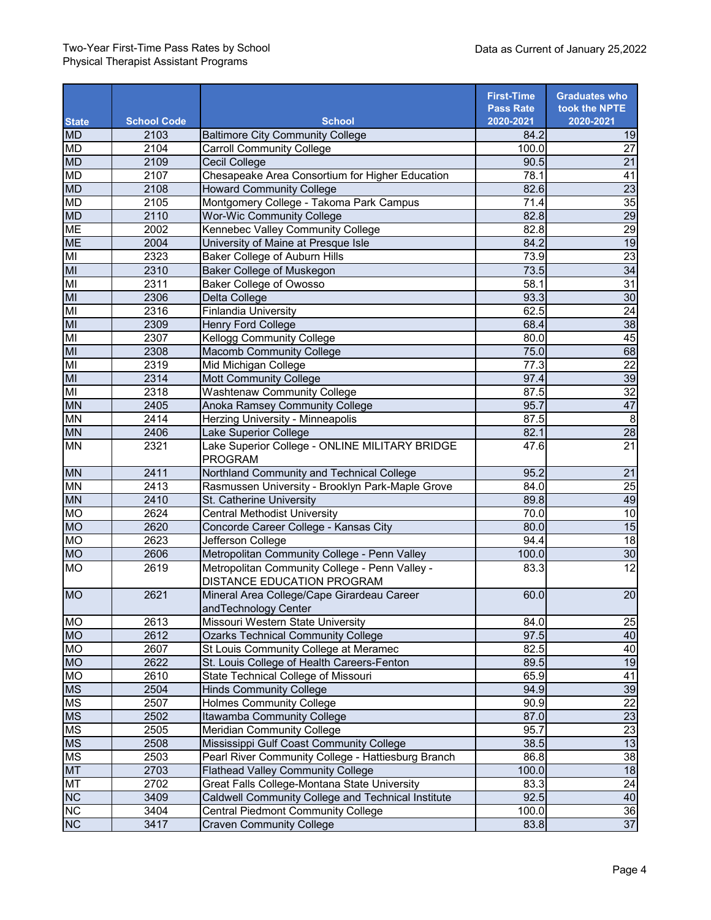Two-Year First-Time Pass Rates by School
Physical Therapist Assistant Programs

Data as Current of January 25,2022

| State | School Code | School | First-Time Pass Rate 2020-2021 | Graduates who took the NPTE 2020-2021 |
|---|---|---|---|---|
| MD | 2103 | Baltimore City Community College | 84.2 | 19 |
| MD | 2104 | Carroll Community College | 100.0 | 27 |
| MD | 2109 | Cecil College | 90.5 | 21 |
| MD | 2107 | Chesapeake Area Consortium for Higher Education | 78.1 | 41 |
| MD | 2108 | Howard Community College | 82.6 | 23 |
| MD | 2105 | Montgomery College - Takoma Park Campus | 71.4 | 35 |
| MD | 2110 | Wor-Wic Community College | 82.8 | 29 |
| ME | 2002 | Kennebec Valley Community College | 82.8 | 29 |
| ME | 2004 | University of Maine at Presque Isle | 84.2 | 19 |
| MI | 2323 | Baker College of Auburn Hills | 73.9 | 23 |
| MI | 2310 | Baker College of Muskegon | 73.5 | 34 |
| MI | 2311 | Baker College of Owosso | 58.1 | 31 |
| MI | 2306 | Delta College | 93.3 | 30 |
| MI | 2316 | Finlandia University | 62.5 | 24 |
| MI | 2309 | Henry Ford College | 68.4 | 38 |
| MI | 2307 | Kellogg Community College | 80.0 | 45 |
| MI | 2308 | Macomb Community College | 75.0 | 68 |
| MI | 2319 | Mid Michigan College | 77.3 | 22 |
| MI | 2314 | Mott Community College | 97.4 | 39 |
| MI | 2318 | Washtenaw Community College | 87.5 | 32 |
| MN | 2405 | Anoka Ramsey Community College | 95.7 | 47 |
| MN | 2414 | Herzing University - Minneapolis | 87.5 | 8 |
| MN | 2406 | Lake Superior College | 82.1 | 28 |
| MN | 2321 | Lake Superior College - ONLINE MILITARY BRIDGE PROGRAM | 47.6 | 21 |
| MN | 2411 | Northland Community and Technical College | 95.2 | 21 |
| MN | 2413 | Rasmussen University - Brooklyn Park-Maple Grove | 84.0 | 25 |
| MN | 2410 | St. Catherine University | 89.8 | 49 |
| MO | 2624 | Central Methodist University | 70.0 | 10 |
| MO | 2620 | Concorde Career College - Kansas City | 80.0 | 15 |
| MO | 2623 | Jefferson College | 94.4 | 18 |
| MO | 2606 | Metropolitan Community College - Penn Valley | 100.0 | 30 |
| MO | 2619 | Metropolitan Community College - Penn Valley - DISTANCE EDUCATION PROGRAM | 83.3 | 12 |
| MO | 2621 | Mineral Area College/Cape Girardeau Career andTechnology Center | 60.0 | 20 |
| MO | 2613 | Missouri Western State University | 84.0 | 25 |
| MO | 2612 | Ozarks Technical Community College | 97.5 | 40 |
| MO | 2607 | St Louis Community College at Meramec | 82.5 | 40 |
| MO | 2622 | St. Louis College of Health Careers-Fenton | 89.5 | 19 |
| MO | 2610 | State Technical College of Missouri | 65.9 | 41 |
| MS | 2504 | Hinds Community College | 94.9 | 39 |
| MS | 2507 | Holmes Community College | 90.9 | 22 |
| MS | 2502 | Itawamba Community College | 87.0 | 23 |
| MS | 2505 | Meridian Community College | 95.7 | 23 |
| MS | 2508 | Mississippi Gulf Coast Community College | 38.5 | 13 |
| MS | 2503 | Pearl River Community College - Hattiesburg Branch | 86.8 | 38 |
| MT | 2703 | Flathead Valley Community College | 100.0 | 18 |
| MT | 2702 | Great Falls College-Montana State University | 83.3 | 24 |
| NC | 3409 | Caldwell Community College and Technical Institute | 92.5 | 40 |
| NC | 3404 | Central Piedmont Community College | 100.0 | 36 |
| NC | 3417 | Craven Community College | 83.8 | 37 |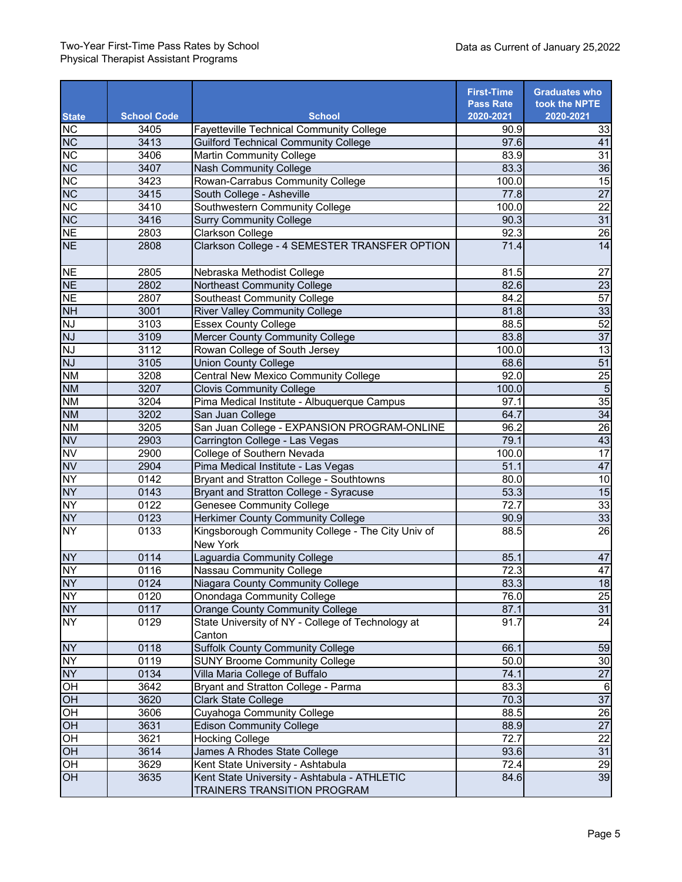Two-Year First-Time Pass Rates by School
Physical Therapist Assistant Programs

Data as Current of January 25,2022

| State | School Code | School | First-Time Pass Rate 2020-2021 | Graduates who took the NPTE 2020-2021 |
|---|---|---|---|---|
| NC | 3405 | Fayetteville Technical Community College | 90.9 | 33 |
| NC | 3413 | Guilford Technical Community College | 97.6 | 41 |
| NC | 3406 | Martin Community College | 83.9 | 31 |
| NC | 3407 | Nash Community College | 83.3 | 36 |
| NC | 3423 | Rowan-Carrabus Community College | 100.0 | 15 |
| NC | 3415 | South College - Asheville | 77.8 | 27 |
| NC | 3410 | Southwestern Community College | 100.0 | 22 |
| NC | 3416 | Surry Community College | 90.3 | 31 |
| NE | 2803 | Clarkson College | 92.3 | 26 |
| NE | 2808 | Clarkson College - 4 SEMESTER TRANSFER OPTION | 71.4 | 14 |
| NE | 2805 | Nebraska Methodist College | 81.5 | 27 |
| NE | 2802 | Northeast Community College | 82.6 | 23 |
| NE | 2807 | Southeast Community College | 84.2 | 57 |
| NH | 3001 | River Valley Community College | 81.8 | 33 |
| NJ | 3103 | Essex County College | 88.5 | 52 |
| NJ | 3109 | Mercer County Community College | 83.8 | 37 |
| NJ | 3112 | Rowan College of South Jersey | 100.0 | 13 |
| NJ | 3105 | Union County College | 68.6 | 51 |
| NM | 3208 | Central New Mexico Community College | 92.0 | 25 |
| NM | 3207 | Clovis Community College | 100.0 | 5 |
| NM | 3204 | Pima Medical Institute - Albuquerque Campus | 97.1 | 35 |
| NM | 3202 | San Juan College | 64.7 | 34 |
| NM | 3205 | San Juan College - EXPANSION PROGRAM-ONLINE | 96.2 | 26 |
| NV | 2903 | Carrington College - Las Vegas | 79.1 | 43 |
| NV | 2900 | College of Southern Nevada | 100.0 | 17 |
| NV | 2904 | Pima Medical Institute - Las Vegas | 51.1 | 47 |
| NY | 0142 | Bryant and Stratton College - Southtowns | 80.0 | 10 |
| NY | 0143 | Bryant and Stratton College - Syracuse | 53.3 | 15 |
| NY | 0122 | Genesee Community College | 72.7 | 33 |
| NY | 0123 | Herkimer County Community College | 90.9 | 33 |
| NY | 0133 | Kingsborough Community College - The City Univ of New York | 88.5 | 26 |
| NY | 0114 | Laguardia Community College | 85.1 | 47 |
| NY | 0116 | Nassau Community College | 72.3 | 47 |
| NY | 0124 | Niagara County Community College | 83.3 | 18 |
| NY | 0120 | Onondaga Community College | 76.0 | 25 |
| NY | 0117 | Orange County Community College | 87.1 | 31 |
| NY | 0129 | State University of NY - College of Technology at Canton | 91.7 | 24 |
| NY | 0118 | Suffolk County Community College | 66.1 | 59 |
| NY | 0119 | SUNY Broome Community College | 50.0 | 30 |
| NY | 0134 | Villa Maria College of Buffalo | 74.1 | 27 |
| OH | 3642 | Bryant and Stratton College - Parma | 83.3 | 6 |
| OH | 3620 | Clark State College | 70.3 | 37 |
| OH | 3606 | Cuyahoga Community College | 88.5 | 26 |
| OH | 3631 | Edison Community College | 88.9 | 27 |
| OH | 3621 | Hocking College | 72.7 | 22 |
| OH | 3614 | James A Rhodes State College | 93.6 | 31 |
| OH | 3629 | Kent State University - Ashtabula | 72.4 | 29 |
| OH | 3635 | Kent State University - Ashtabula - ATHLETIC TRAINERS TRANSITION PROGRAM | 84.6 | 39 |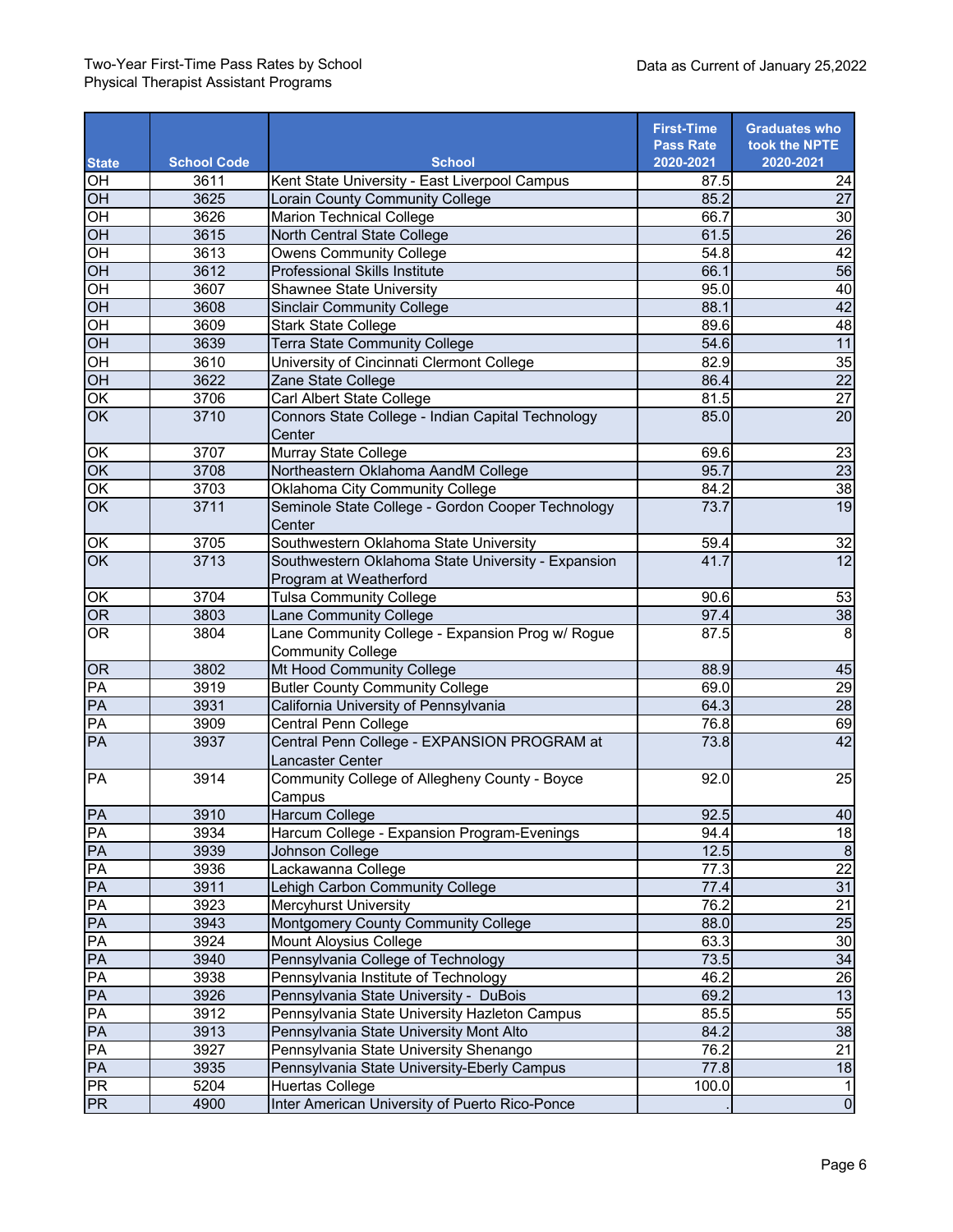Two-Year First-Time Pass Rates by School
Physical Therapist Assistant Programs

Data as Current of January 25,2022

| State | School Code | School | First-Time Pass Rate 2020-2021 | Graduates who took the NPTE 2020-2021 |
|---|---|---|---|---|
| OH | 3611 | Kent State University - East Liverpool Campus | 87.5 | 24 |
| OH | 3625 | Lorain County Community College | 85.2 | 27 |
| OH | 3626 | Marion Technical College | 66.7 | 30 |
| OH | 3615 | North Central State College | 61.5 | 26 |
| OH | 3613 | Owens Community College | 54.8 | 42 |
| OH | 3612 | Professional Skills Institute | 66.1 | 56 |
| OH | 3607 | Shawnee State University | 95.0 | 40 |
| OH | 3608 | Sinclair Community College | 88.1 | 42 |
| OH | 3609 | Stark State College | 89.6 | 48 |
| OH | 3639 | Terra State Community College | 54.6 | 11 |
| OH | 3610 | University of Cincinnati Clermont College | 82.9 | 35 |
| OH | 3622 | Zane State College | 86.4 | 22 |
| OK | 3706 | Carl Albert State College | 81.5 | 27 |
| OK | 3710 | Connors State College - Indian Capital Technology Center | 85.0 | 20 |
| OK | 3707 | Murray State College | 69.6 | 23 |
| OK | 3708 | Northeastern Oklahoma AandM College | 95.7 | 23 |
| OK | 3703 | Oklahoma City Community College | 84.2 | 38 |
| OK | 3711 | Seminole State College - Gordon Cooper Technology Center | 73.7 | 19 |
| OK | 3705 | Southwestern Oklahoma State University | 59.4 | 32 |
| OK | 3713 | Southwestern Oklahoma State University - Expansion Program at Weatherford | 41.7 | 12 |
| OK | 3704 | Tulsa Community College | 90.6 | 53 |
| OR | 3803 | Lane Community College | 97.4 | 38 |
| OR | 3804 | Lane Community College - Expansion Prog w/ Rogue Community College | 87.5 | 8 |
| OR | 3802 | Mt Hood Community College | 88.9 | 45 |
| PA | 3919 | Butler County Community College | 69.0 | 29 |
| PA | 3931 | California University of Pennsylvania | 64.3 | 28 |
| PA | 3909 | Central Penn College | 76.8 | 69 |
| PA | 3937 | Central Penn College - EXPANSION PROGRAM at Lancaster Center | 73.8 | 42 |
| PA | 3914 | Community College of Allegheny County - Boyce Campus | 92.0 | 25 |
| PA | 3910 | Harcum College | 92.5 | 40 |
| PA | 3934 | Harcum College - Expansion Program-Evenings | 94.4 | 18 |
| PA | 3939 | Johnson College | 12.5 | 8 |
| PA | 3936 | Lackawanna College | 77.3 | 22 |
| PA | 3911 | Lehigh Carbon Community College | 77.4 | 31 |
| PA | 3923 | Mercyhurst University | 76.2 | 21 |
| PA | 3943 | Montgomery County Community College | 88.0 | 25 |
| PA | 3924 | Mount Aloysius College | 63.3 | 30 |
| PA | 3940 | Pennsylvania College of Technology | 73.5 | 34 |
| PA | 3938 | Pennsylvania Institute of Technology | 46.2 | 26 |
| PA | 3926 | Pennsylvania State University - DuBois | 69.2 | 13 |
| PA | 3912 | Pennsylvania State University Hazleton Campus | 85.5 | 55 |
| PA | 3913 | Pennsylvania State University Mont Alto | 84.2 | 38 |
| PA | 3927 | Pennsylvania State University Shenango | 76.2 | 21 |
| PA | 3935 | Pennsylvania State University-Eberly Campus | 77.8 | 18 |
| PR | 5204 | Huertas College | 100.0 | 1 |
| PR | 4900 | Inter American University of Puerto Rico-Ponce | . | 0 |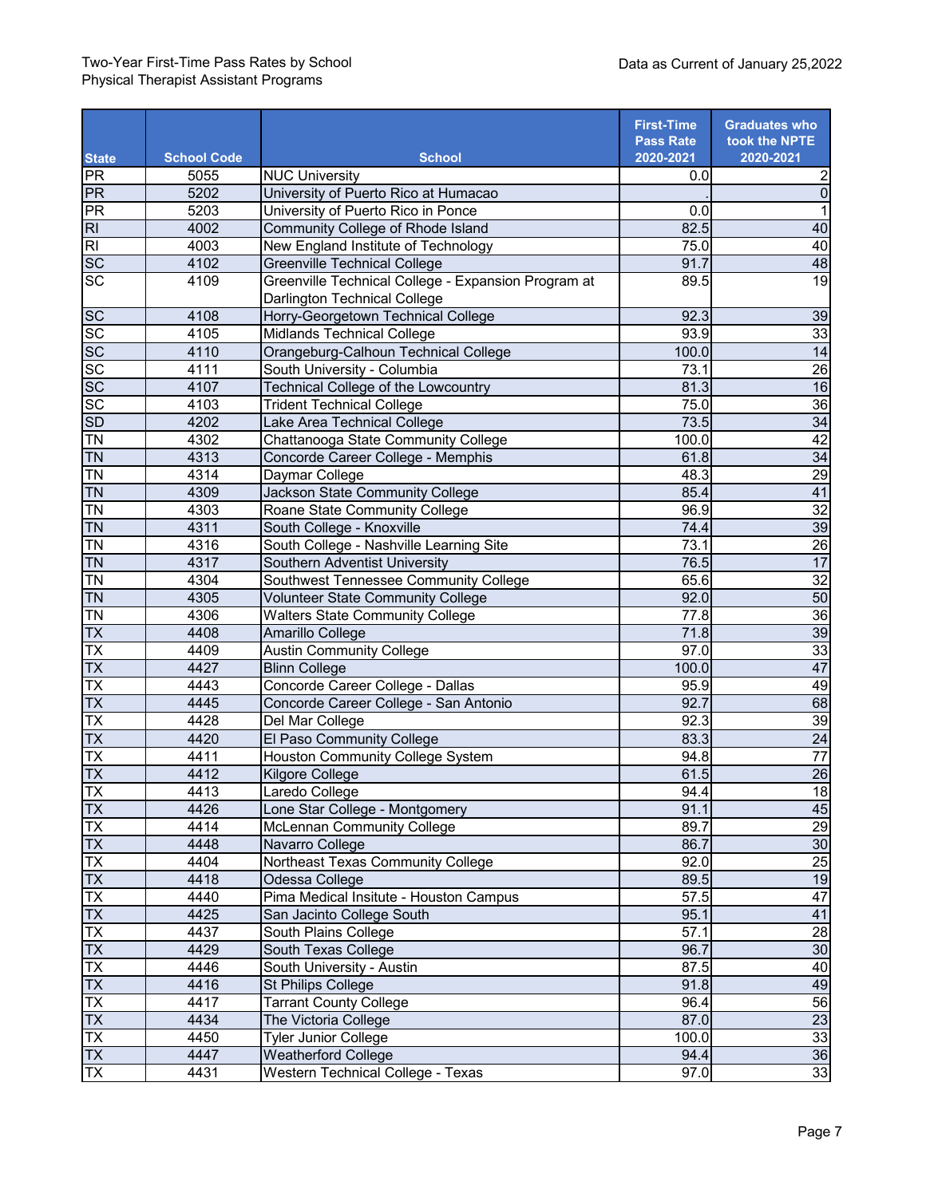Two-Year First-Time Pass Rates by School
Physical Therapist Assistant Programs

Data as Current of January 25,2022

| State | School Code | School | First-Time Pass Rate 2020-2021 | Graduates who took the NPTE 2020-2021 |
|---|---|---|---|---|
| PR | 5055 | NUC University | 0.0 | 2 |
| PR | 5202 | University of Puerto Rico at Humacao | . | 0 |
| PR | 5203 | University of Puerto Rico in Ponce | 0.0 | 1 |
| RI | 4002 | Community College of Rhode Island | 82.5 | 40 |
| RI | 4003 | New England Institute of Technology | 75.0 | 40 |
| SC | 4102 | Greenville Technical College | 91.7 | 48 |
| SC | 4109 | Greenville Technical College - Expansion Program at Darlington Technical College | 89.5 | 19 |
| SC | 4108 | Horry-Georgetown Technical College | 92.3 | 39 |
| SC | 4105 | Midlands Technical College | 93.9 | 33 |
| SC | 4110 | Orangeburg-Calhoun Technical College | 100.0 | 14 |
| SC | 4111 | South University - Columbia | 73.1 | 26 |
| SC | 4107 | Technical College of the Lowcountry | 81.3 | 16 |
| SC | 4103 | Trident Technical College | 75.0 | 36 |
| SD | 4202 | Lake Area Technical College | 73.5 | 34 |
| TN | 4302 | Chattanooga State Community College | 100.0 | 42 |
| TN | 4313 | Concorde Career College - Memphis | 61.8 | 34 |
| TN | 4314 | Daymar College | 48.3 | 29 |
| TN | 4309 | Jackson State Community College | 85.4 | 41 |
| TN | 4303 | Roane State Community College | 96.9 | 32 |
| TN | 4311 | South College - Knoxville | 74.4 | 39 |
| TN | 4316 | South College - Nashville Learning Site | 73.1 | 26 |
| TN | 4317 | Southern Adventist University | 76.5 | 17 |
| TN | 4304 | Southwest Tennessee Community College | 65.6 | 32 |
| TN | 4305 | Volunteer State Community College | 92.0 | 50 |
| TN | 4306 | Walters State Community College | 77.8 | 36 |
| TX | 4408 | Amarillo College | 71.8 | 39 |
| TX | 4409 | Austin Community College | 97.0 | 33 |
| TX | 4427 | Blinn College | 100.0 | 47 |
| TX | 4443 | Concorde Career College - Dallas | 95.9 | 49 |
| TX | 4445 | Concorde Career College - San Antonio | 92.7 | 68 |
| TX | 4428 | Del Mar College | 92.3 | 39 |
| TX | 4420 | El Paso Community College | 83.3 | 24 |
| TX | 4411 | Houston Community College System | 94.8 | 77 |
| TX | 4412 | Kilgore College | 61.5 | 26 |
| TX | 4413 | Laredo College | 94.4 | 18 |
| TX | 4426 | Lone Star College - Montgomery | 91.1 | 45 |
| TX | 4414 | McLennan Community College | 89.7 | 29 |
| TX | 4448 | Navarro College | 86.7 | 30 |
| TX | 4404 | Northeast Texas Community College | 92.0 | 25 |
| TX | 4418 | Odessa College | 89.5 | 19 |
| TX | 4440 | Pima Medical Insitute - Houston Campus | 57.5 | 47 |
| TX | 4425 | San Jacinto College South | 95.1 | 41 |
| TX | 4437 | South Plains College | 57.1 | 28 |
| TX | 4429 | South Texas College | 96.7 | 30 |
| TX | 4446 | South University - Austin | 87.5 | 40 |
| TX | 4416 | St Philips College | 91.8 | 49 |
| TX | 4417 | Tarrant County College | 96.4 | 56 |
| TX | 4434 | The Victoria College | 87.0 | 23 |
| TX | 4450 | Tyler Junior College | 100.0 | 33 |
| TX | 4447 | Weatherford College | 94.4 | 36 |
| TX | 4431 | Western Technical College - Texas | 97.0 | 33 |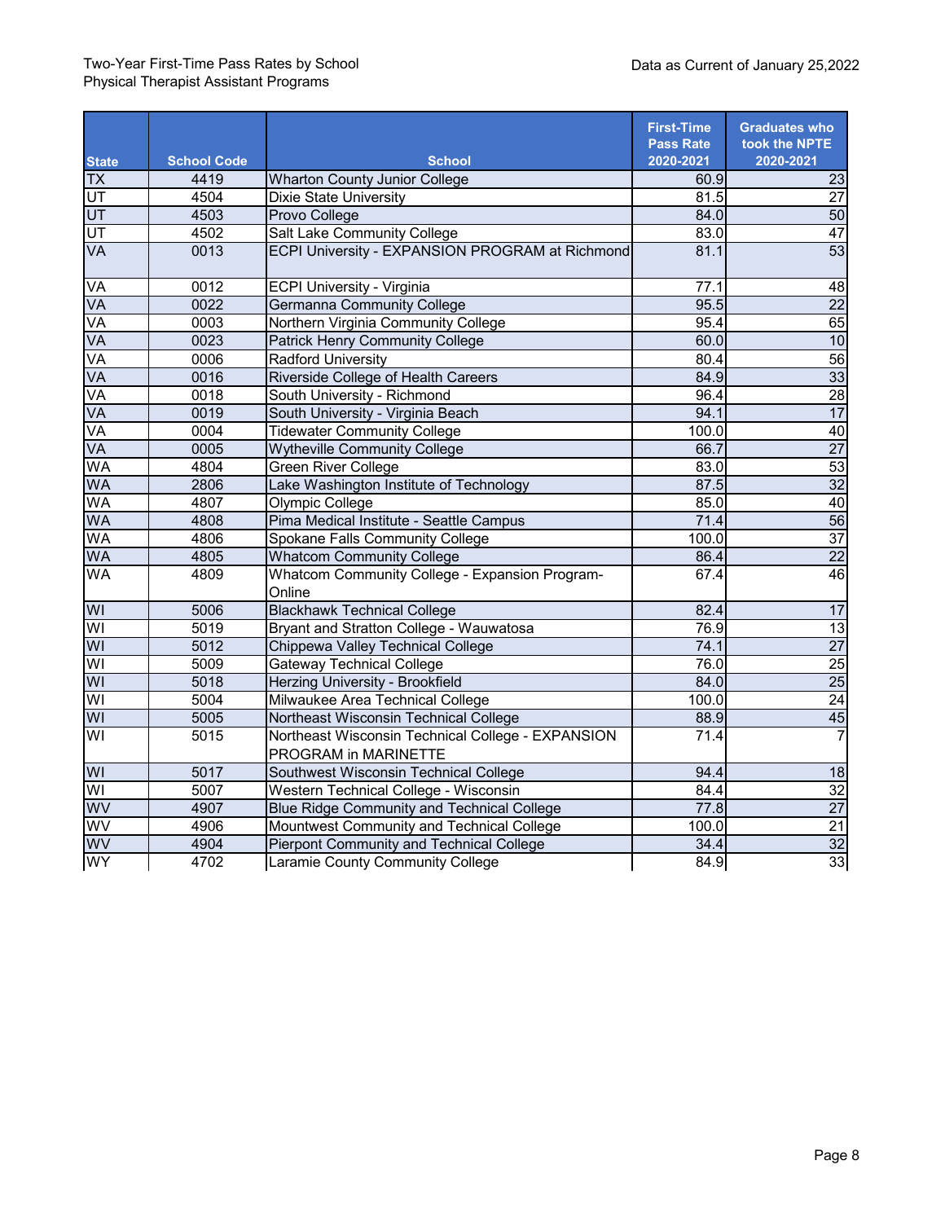Two-Year First-Time Pass Rates by School
Physical Therapist Assistant Programs

Data as Current of January 25,2022

| State | School Code | School | First-Time Pass Rate 2020-2021 | Graduates who took the NPTE 2020-2021 |
|---|---|---|---|---|
| TX | 4419 | Wharton County Junior College | 60.9 | 23 |
| UT | 4504 | Dixie State University | 81.5 | 27 |
| UT | 4503 | Provo College | 84.0 | 50 |
| UT | 4502 | Salt Lake Community College | 83.0 | 47 |
| VA | 0013 | ECPI University - EXPANSION PROGRAM at Richmond | 81.1 | 53 |
| VA | 0012 | ECPI University - Virginia | 77.1 | 48 |
| VA | 0022 | Germanna Community College | 95.5 | 22 |
| VA | 0003 | Northern Virginia Community College | 95.4 | 65 |
| VA | 0023 | Patrick Henry Community College | 60.0 | 10 |
| VA | 0006 | Radford University | 80.4 | 56 |
| VA | 0016 | Riverside College of Health Careers | 84.9 | 33 |
| VA | 0018 | South University - Richmond | 96.4 | 28 |
| VA | 0019 | South University - Virginia Beach | 94.1 | 17 |
| VA | 0004 | Tidewater Community College | 100.0 | 40 |
| VA | 0005 | Wytheville Community College | 66.7 | 27 |
| WA | 4804 | Green River College | 83.0 | 53 |
| WA | 2806 | Lake Washington Institute of Technology | 87.5 | 32 |
| WA | 4807 | Olympic College | 85.0 | 40 |
| WA | 4808 | Pima Medical Institute - Seattle Campus | 71.4 | 56 |
| WA | 4806 | Spokane Falls Community College | 100.0 | 37 |
| WA | 4805 | Whatcom Community College | 86.4 | 22 |
| WA | 4809 | Whatcom Community College - Expansion Program-Online | 67.4 | 46 |
| WI | 5006 | Blackhawk Technical College | 82.4 | 17 |
| WI | 5019 | Bryant and Stratton College - Wauwatosa | 76.9 | 13 |
| WI | 5012 | Chippewa Valley Technical College | 74.1 | 27 |
| WI | 5009 | Gateway Technical College | 76.0 | 25 |
| WI | 5018 | Herzing University - Brookfield | 84.0 | 25 |
| WI | 5004 | Milwaukee Area Technical College | 100.0 | 24 |
| WI | 5005 | Northeast Wisconsin Technical College | 88.9 | 45 |
| WI | 5015 | Northeast Wisconsin Technical College - EXPANSION PROGRAM in MARINETTE | 71.4 | 7 |
| WI | 5017 | Southwest Wisconsin Technical College | 94.4 | 18 |
| WI | 5007 | Western Technical College - Wisconsin | 84.4 | 32 |
| WV | 4907 | Blue Ridge Community and Technical College | 77.8 | 27 |
| WV | 4906 | Mountwest Community and Technical College | 100.0 | 21 |
| WV | 4904 | Pierpont Community and Technical College | 34.4 | 32 |
| WY | 4702 | Laramie County Community College | 84.9 | 33 |